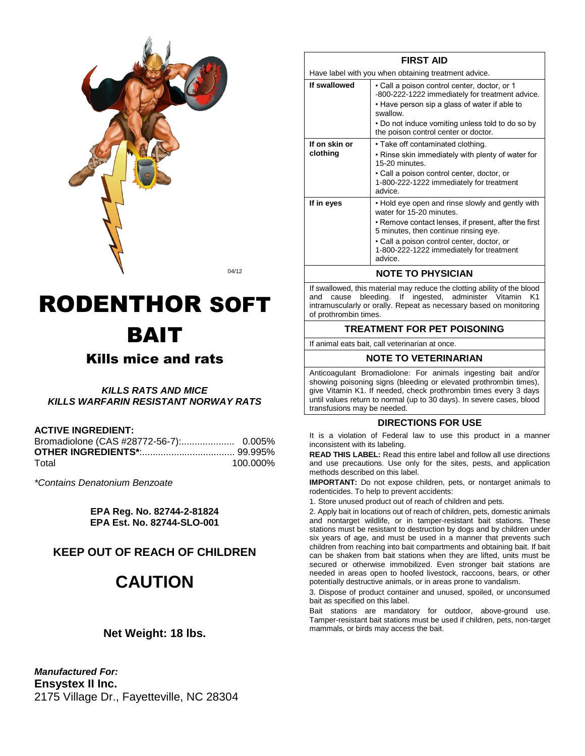04/12

# RODENTHOR SOFT BAIT

## Kills mice and rats

***KILLS RATS AND MICE***
***KILLS WARFARIN RESISTANT NORWAY RATS***

**ACTIVE INGREDIENT:**

| | |
|---|---|
| Bromadiolone (CAS #28772-56-7):.................... | 0.005% |
| **OTHER INGREDIENTS***:................................... | 99.995% |
| Total | 100.000% |

*\*Contains Denatonium Benzoate*

**EPA Reg. No. 82744-2-81824**
**EPA Est. No. 82744-SLO-001**

**KEEP OUT OF REACH OF CHILDREN**

# CAUTION

**Net Weight: 18 lbs.**

***Manufactured For:***
**Ensystex II Inc.**
2175 Village Dr., Fayetteville, NC 28304

## FIRST AID

Have label with you when obtaining treatment advice.

| | |
|---|---|
| **If swallowed** | • Call a poison control center, doctor, or 1 -800-222-1222 immediately for treatment advice.<br>• Have person sip a glass of water if able to swallow.<br>• Do not induce vomiting unless told to do so by the poison control center or doctor. |
| **If on skin or clothing** | • Take off contaminated clothing.<br>• Rinse skin immediately with plenty of water for 15-20 minutes.<br>• Call a poison control center, doctor, or 1-800-222-1222 immediately for treatment advice. |
| **If in eyes** | • Hold eye open and rinse slowly and gently with water for 15-20 minutes.<br>• Remove contact lenses, if present, after the first 5 minutes, then continue rinsing eye.<br>• Call a poison control center, doctor, or 1-800-222-1222 immediately for treatment advice. |

### NOTE TO PHYSICIAN

If swallowed, this material may reduce the clotting ability of the blood and cause bleeding. If ingested, administer Vitamin K1 intramuscularly or orally. Repeat as necessary based on monitoring of prothrombin times.

### TREATMENT FOR PET POISONING

If animal eats bait, call veterinarian at once.

### NOTE TO VETERINARIAN

Anticoagulant Bromadiolone: For animals ingesting bait and/or showing poisoning signs (bleeding or elevated prothrombin times), give Vitamin K1. If needed, check prothrombin times every 3 days until values return to normal (up to 30 days). In severe cases, blood transfusions may be needed.

## DIRECTIONS FOR USE

It is a violation of Federal law to use this product in a manner inconsistent with its labeling.

**READ THIS LABEL:** Read this entire label and follow all use directions and use precautions. Use only for the sites, pests, and application methods described on this label.

**IMPORTANT:** Do not expose children, pets, or nontarget animals to rodenticides. To help to prevent accidents:

1. Store unused product out of reach of children and pets.
2. Apply bait in locations out of reach of children, pets, domestic animals and nontarget wildlife, or in tamper-resistant bait stations. These stations must be resistant to destruction by dogs and by children under six years of age, and must be used in a manner that prevents such children from reaching into bait compartments and obtaining bait. If bait can be shaken from bait stations when they are lifted, units must be secured or otherwise immobilized. Even stronger bait stations are needed in areas open to hoofed livestock, raccoons, bears, or other potentially destructive animals, or in areas prone to vandalism.
3. Dispose of product container and unused, spoiled, or unconsumed bait as specified on this label.

Bait stations are mandatory for outdoor, above-ground use. Tamper-resistant bait stations must be used if children, pets, non-target mammals, or birds may access the bait.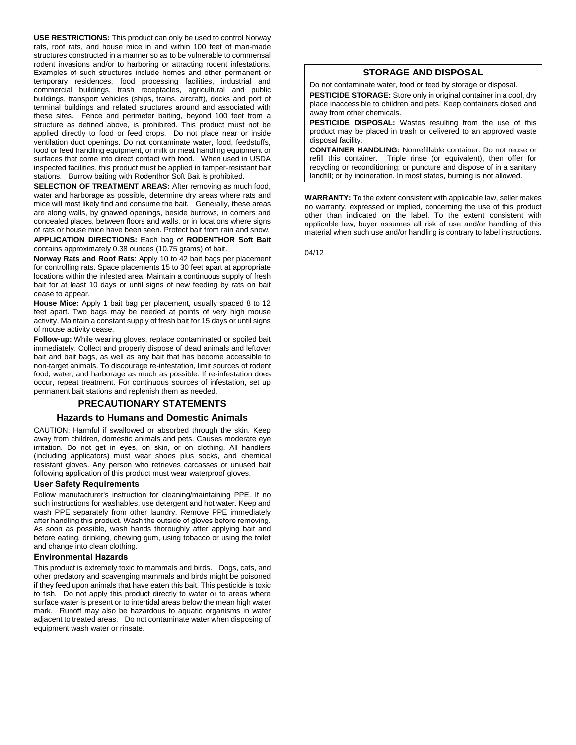**USE RESTRICTIONS:** This product can only be used to control Norway rats, roof rats, and house mice in and within 100 feet of man-made structures constructed in a manner so as to be vulnerable to commensal rodent invasions and/or to harboring or attracting rodent infestations. Examples of such structures include homes and other permanent or temporary residences, food processing facilities, industrial and commercial buildings, trash receptacles, agricultural and public buildings, transport vehicles (ships, trains, aircraft), docks and port of terminal buildings and related structures around and associated with these sites. Fence and perimeter baiting, beyond 100 feet from a structure as defined above, is prohibited. This product must not be applied directly to food or feed crops. Do not place near or inside ventilation duct openings. Do not contaminate water, food, feedstuffs, food or feed handling equipment, or milk or meat handling equipment or surfaces that come into direct contact with food. When used in USDA inspected facilities, this product must be applied in tamper-resistant bait stations. Burrow baiting with Rodenthor Soft Bait is prohibited.

**SELECTION OF TREATMENT AREAS:** After removing as much food, water and harborage as possible, determine dry areas where rats and mice will most likely find and consume the bait. Generally, these areas are along walls, by gnawed openings, beside burrows, in corners and concealed places, between floors and walls, or in locations where signs of rats or house mice have been seen. Protect bait from rain and snow.

**APPLICATION DIRECTIONS:** Each bag of **RODENTHOR Soft Bait** contains approximately 0.38 ounces (10.75 grams) of bait.

**Norway Rats and Roof Rats**: Apply 10 to 42 bait bags per placement for controlling rats. Space placements 15 to 30 feet apart at appropriate locations within the infested area. Maintain a continuous supply of fresh bait for at least 10 days or until signs of new feeding by rats on bait cease to appear.

**House Mice:** Apply 1 bait bag per placement, usually spaced 8 to 12 feet apart. Two bags may be needed at points of very high mouse activity. Maintain a constant supply of fresh bait for 15 days or until signs of mouse activity cease.

**Follow-up:** While wearing gloves, replace contaminated or spoiled bait immediately. Collect and properly dispose of dead animals and leftover bait and bait bags, as well as any bait that has become accessible to non-target animals. To discourage re-infestation, limit sources of rodent food, water, and harborage as much as possible. If re-infestation does occur, repeat treatment. For continuous sources of infestation, set up permanent bait stations and replenish them as needed.

## PRECAUTIONARY STATEMENTS

### Hazards to Humans and Domestic Animals

CAUTION: Harmful if swallowed or absorbed through the skin. Keep away from children, domestic animals and pets. Causes moderate eye irritation. Do not get in eyes, on skin, or on clothing. All handlers (including applicators) must wear shoes plus socks, and chemical resistant gloves. Any person who retrieves carcasses or unused bait following application of this product must wear waterproof gloves.

#### User Safety Requirements

Follow manufacturer's instruction for cleaning/maintaining PPE. If no such instructions for washables, use detergent and hot water. Keep and wash PPE separately from other laundry. Remove PPE immediately after handling this product. Wash the outside of gloves before removing. As soon as possible, wash hands thoroughly after applying bait and before eating, drinking, chewing gum, using tobacco or using the toilet and change into clean clothing.

#### Environmental Hazards

This product is extremely toxic to mammals and birds. Dogs, cats, and other predatory and scavenging mammals and birds might be poisoned if they feed upon animals that have eaten this bait. This pesticide is toxic to fish. Do not apply this product directly to water or to areas where surface water is present or to intertidal areas below the mean high water mark. Runoff may also be hazardous to aquatic organisms in water adjacent to treated areas. Do not contaminate water when disposing of equipment wash water or rinsate.

## STORAGE AND DISPOSAL

Do not contaminate water, food or feed by storage or disposal.

**PESTICIDE STORAGE:** Store only in original container in a cool, dry place inaccessible to children and pets. Keep containers closed and away from other chemicals.

**PESTICIDE DISPOSAL:** Wastes resulting from the use of this product may be placed in trash or delivered to an approved waste disposal facility.

**CONTAINER HANDLING:** Nonrefillable container. Do not reuse or refill this container. Triple rinse (or equivalent), then offer for recycling or reconditioning; or puncture and dispose of in a sanitary landfill; or by incineration. In most states, burning is not allowed.

**WARRANTY:** To the extent consistent with applicable law, seller makes no warranty, expressed or implied, concerning the use of this product other than indicated on the label. To the extent consistent with applicable law, buyer assumes all risk of use and/or handling of this material when such use and/or handling is contrary to label instructions.

04/12